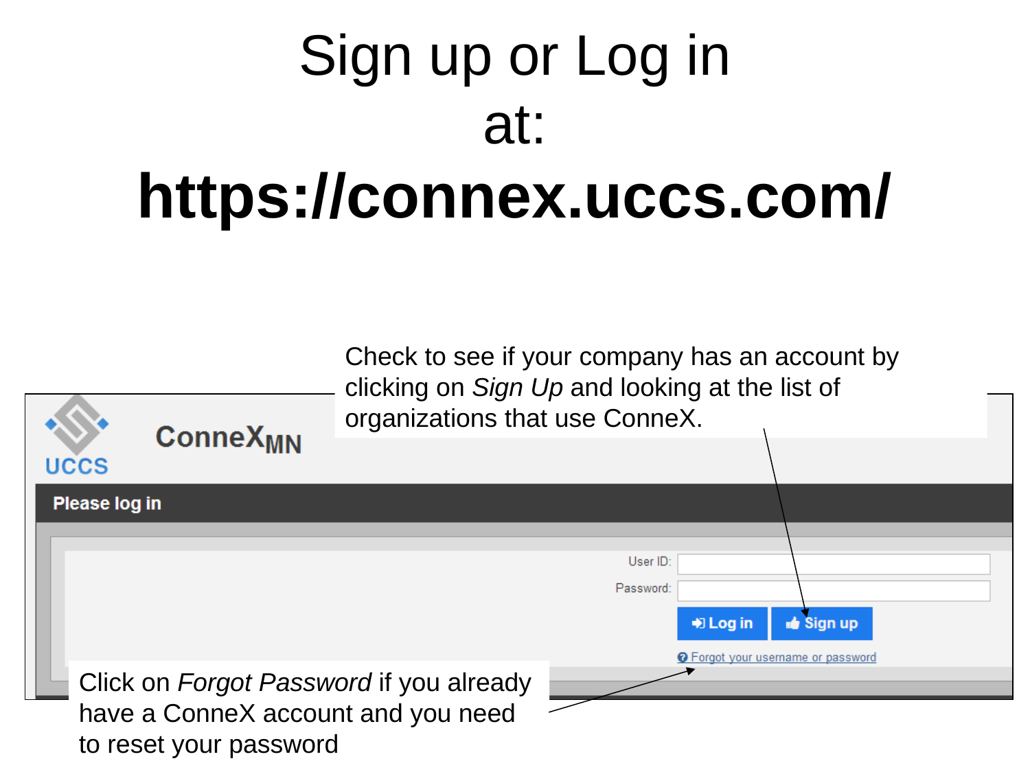# Sign up or Log in at:

# https://connex.uccs.com/

Check to see if your company has an account by clicking on *Sign Up* and looking at the list of organizations that use ConneX.

UCCS

ConneX$_{MN}$

**Please log in**

User ID:

Password:

Log in | Sign up

Forgot your username or password

Click on *Forgot Password* if you already have a ConneX account and you need to reset your password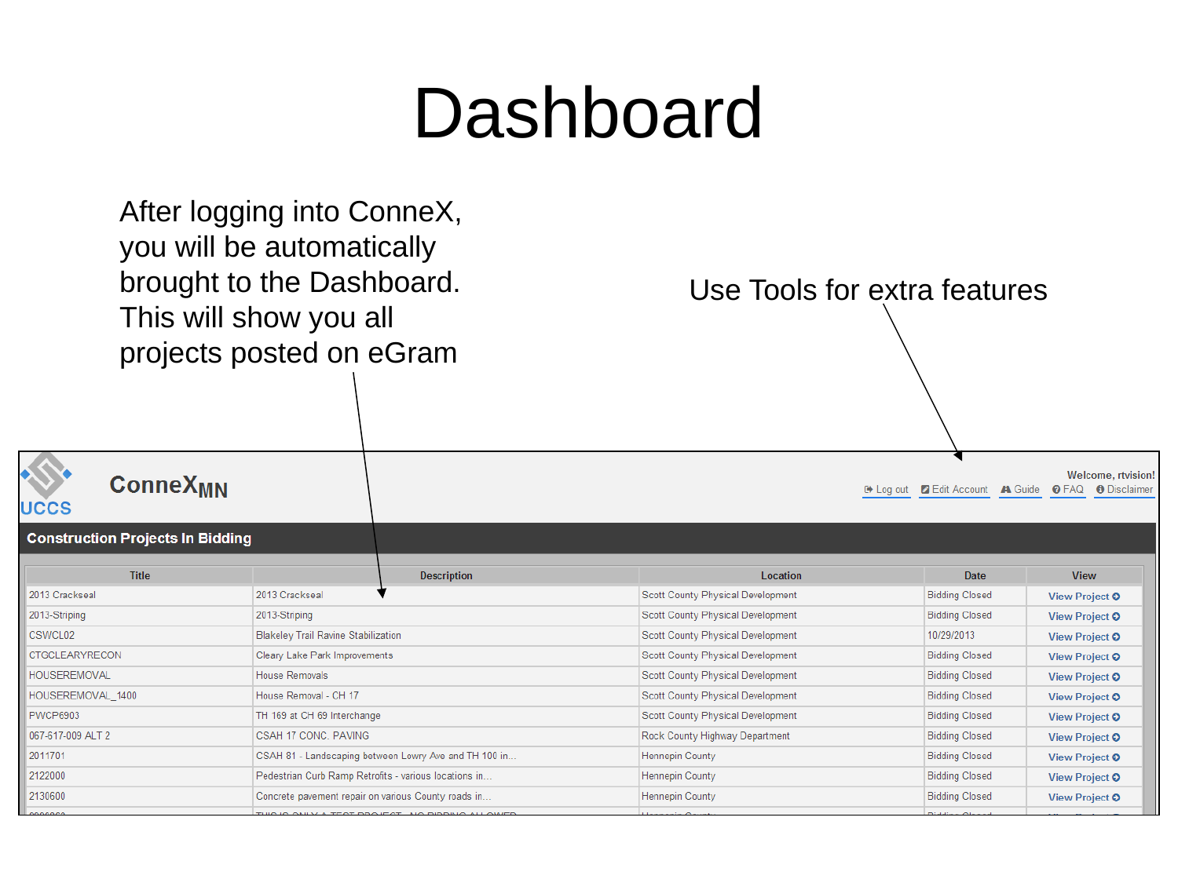# Dashboard

After logging into ConneX, you will be automatically brought to the Dashboard. This will show you all projects posted on eGram

Use Tools for extra features

ConneX MN

Welcome, rtvision!

Log out | Edit Account | Guide | FAQ | Disclaimer

**Construction Projects In Bidding**

| Title | Description | Location | Date | View |
|---|---|---|---|---|
| 2013 Crackseal | 2013 Crackseal | Scott County Physical Development | Bidding Closed | View Project |
| 2013-Striping | 2013-Striping | Scott County Physical Development | Bidding Closed | View Project |
| CSWCL02 | Blakeley Trail Ravine Stabilization | Scott County Physical Development | 10/29/2013 | View Project |
| CTGCLEARYRECON | Cleary Lake Park Improvements | Scott County Physical Development | Bidding Closed | View Project |
| HOUSEREMOVAL | House Removals | Scott County Physical Development | Bidding Closed | View Project |
| HOUSEREMOVAL_1400 | House Removal - CH 17 | Scott County Physical Development | Bidding Closed | View Project |
| PWCP6903 | TH 169 at CH 69 Interchange | Scott County Physical Development | Bidding Closed | View Project |
| 067-617-009 ALT 2 | CSAH 17 CONC. PAVING | Rock County Highway Department | Bidding Closed | View Project |
| 2011701 | CSAH 81 - Landscaping between Lowry Ave and TH 100 in... | Hennepin County | Bidding Closed | View Project |
| 2122000 | Pedestrian Curb Ramp Retrofits - various locations in... | Hennepin County | Bidding Closed | View Project |
| 2130600 | Concrete pavement repair on various County roads in... | Hennepin County | Bidding Closed | View Project |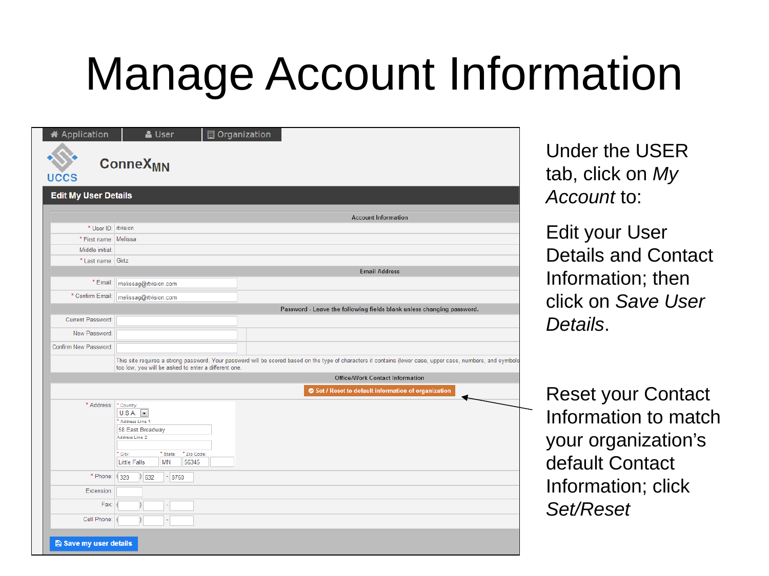# Manage Account Information

Application | User | Organization

ConneX$_{MN}$

UCCS

**Edit My User Details**

| Account Information | |
|---|---|
| * User ID: | rtvision |
| * First name: | Melissa |
| Middle initial: | |
| * Last name: | Girtz |
| **Email Address** | |
| * Email: | melissag@rtvision.com |
| * Confirm Email: | melissag@rtvision.com |
| **Password - Leave the following fields blank unless changing password.** | |
| Current Password: | |
| New Password: | |
| Confirm New Password: | |
| | This site requires a strong password. Your password will be scored based on the type of characters it contains (lower case, upper case, numbers, and symbols too low, you will be asked to enter a different one. |
| **Office/Work Contact Information** | |
| | Set / Reset to default information of organization |
| * Address: | * Country: U.S.A. * Address Line 1: 58 East Broadway Address Line 2: * City: Little Falls * State: MN * Zip Code: 56345 |
| * Phone: | (320) 632 - 0760 |
| Extension: | |
| Fax: | ( ) - |
| Cell Phone: | ( ) - |

Save my user details

Under the USER tab, click on *My Account* to:

Edit your User Details and Contact Information; then click on *Save User Details*.

Reset your Contact Information to match your organization's default Contact Information; click *Set/Reset*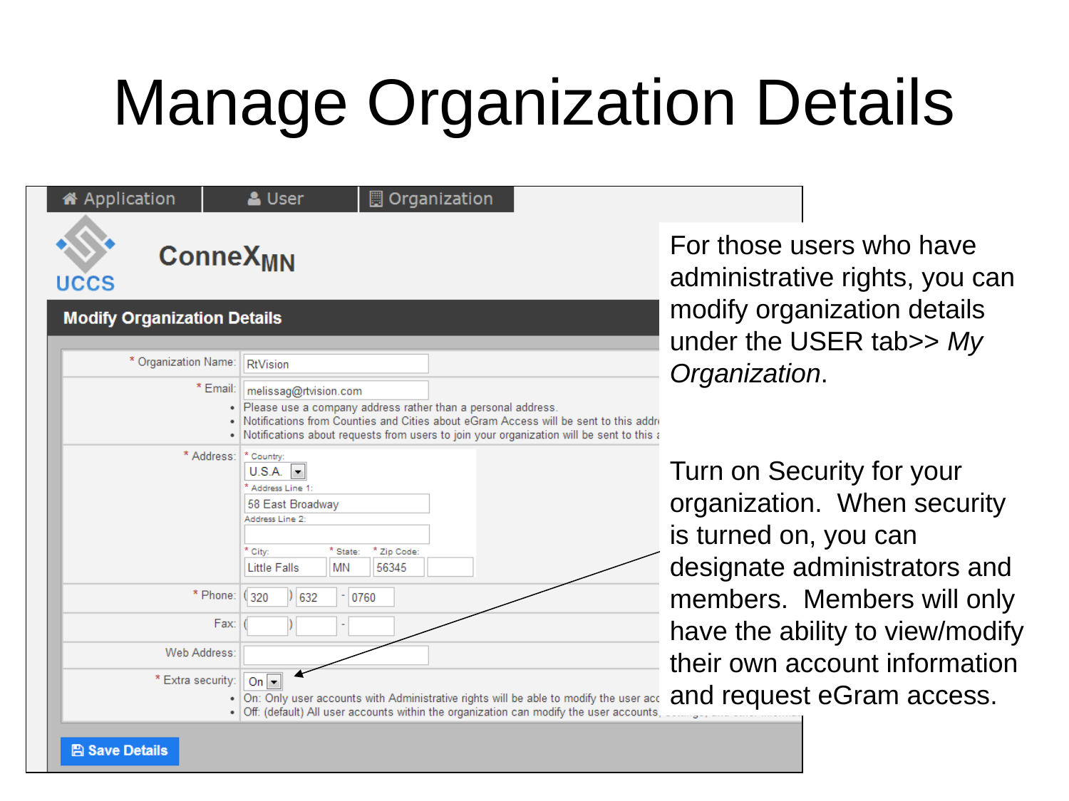# Manage Organization Details

For those users who have administrative rights, you can modify organization details under the USER tab>> *My Organization*.

Turn on Security for your organization. When security is turned on, you can designate administrators and members. Members will only have the ability to view/modify their own account information and request eGram access.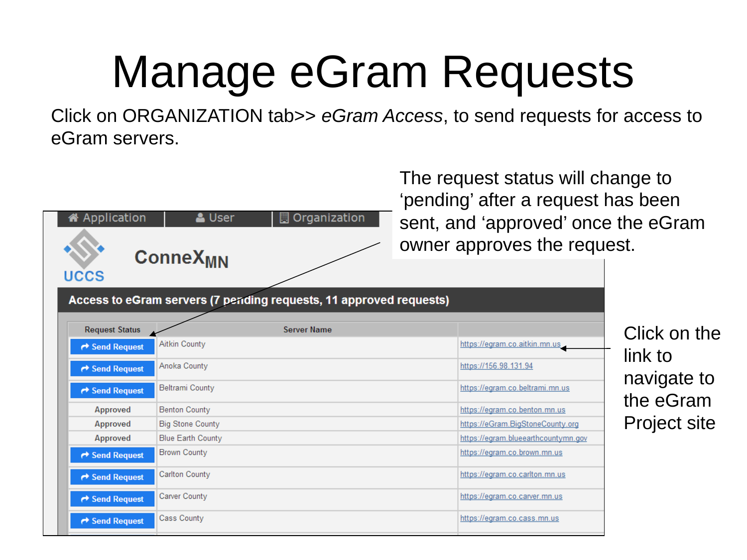# Manage eGram Requests

Click on ORGANIZATION tab>> *eGram Access*, to send requests for access to eGram servers.

The request status will change to 'pending' after a request has been sent, and 'approved' once the eGram owner approves the request.

Application | User | Organization

UCCS ConneX$_{MN}$

**Access to eGram servers (7 pending requests, 11 approved requests)**

| Request Status | Server Name | |
|---|---|---|
| Send Request | Aitkin County | https://egram.co.aitkin.mn.us |
| Send Request | Anoka County | https://156.98.131.94 |
| Send Request | Beltrami County | https://egram.co.beltrami.mn.us |
| Approved | Benton County | https://egram.co.benton.mn.us |
| Approved | Big Stone County | https://eGram.BigStoneCounty.org |
| Approved | Blue Earth County | https://egram.blueearthcountymn.gov |
| Send Request | Brown County | https://egram.co.brown.mn.us |
| Send Request | Carlton County | https://egram.co.carlton.mn.us |
| Send Request | Carver County | https://egram.co.carver.mn.us |
| Send Request | Cass County | https://egram.co.cass.mn.us |

Click on the link to navigate to the eGram Project site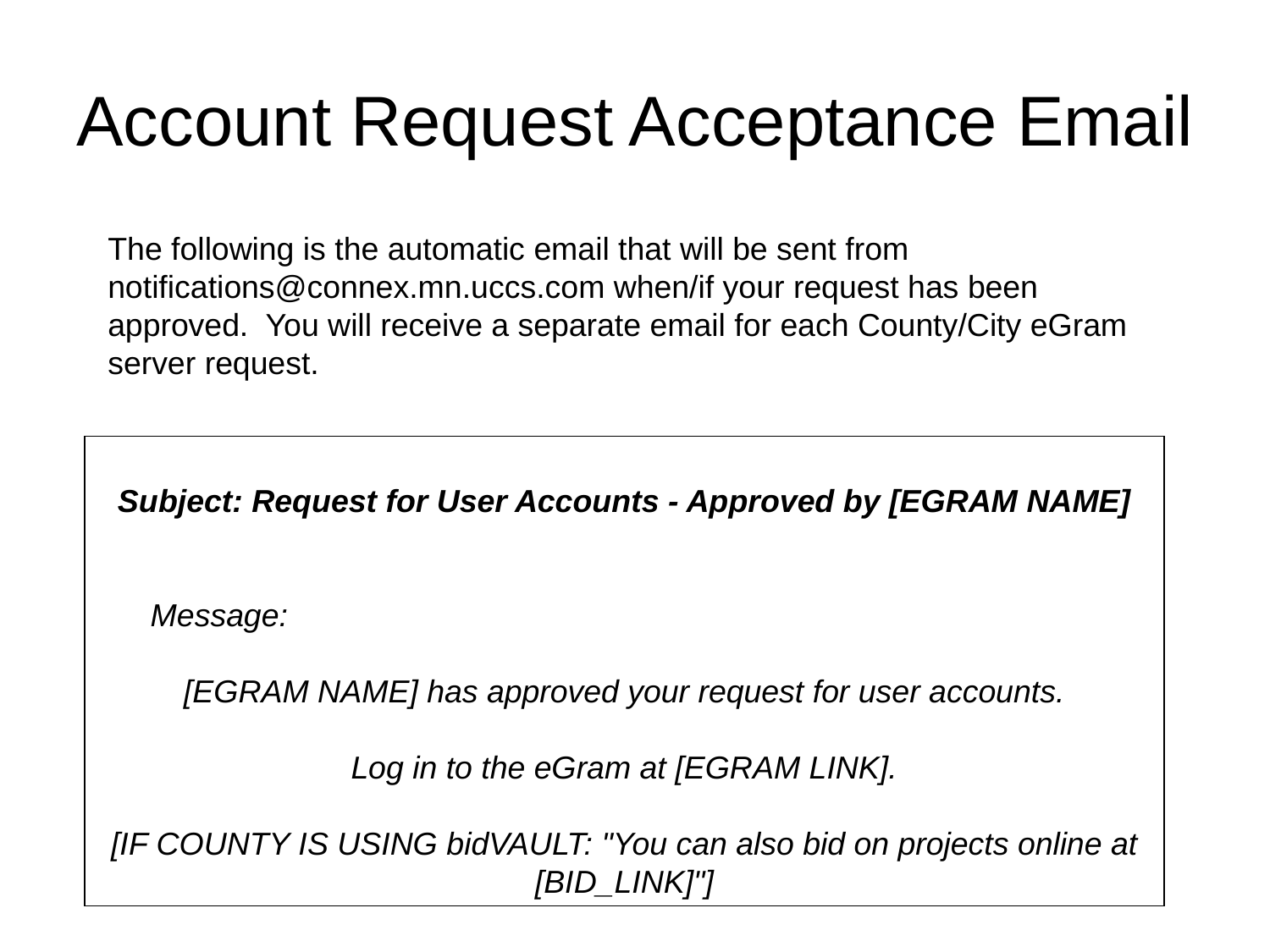# Account Request Acceptance Email

The following is the automatic email that will be sent from notifications@connex.mn.uccs.com when/if your request has been approved. You will receive a separate email for each County/City eGram server request.

***Subject: Request for User Accounts - Approved by [EGRAM NAME]***

*Message:*

*[EGRAM NAME] has approved your request for user accounts.*

*Log in to the eGram at [EGRAM LINK].*

*[IF COUNTY IS USING bidVAULT: "You can also bid on projects online at [BID_LINK]"]*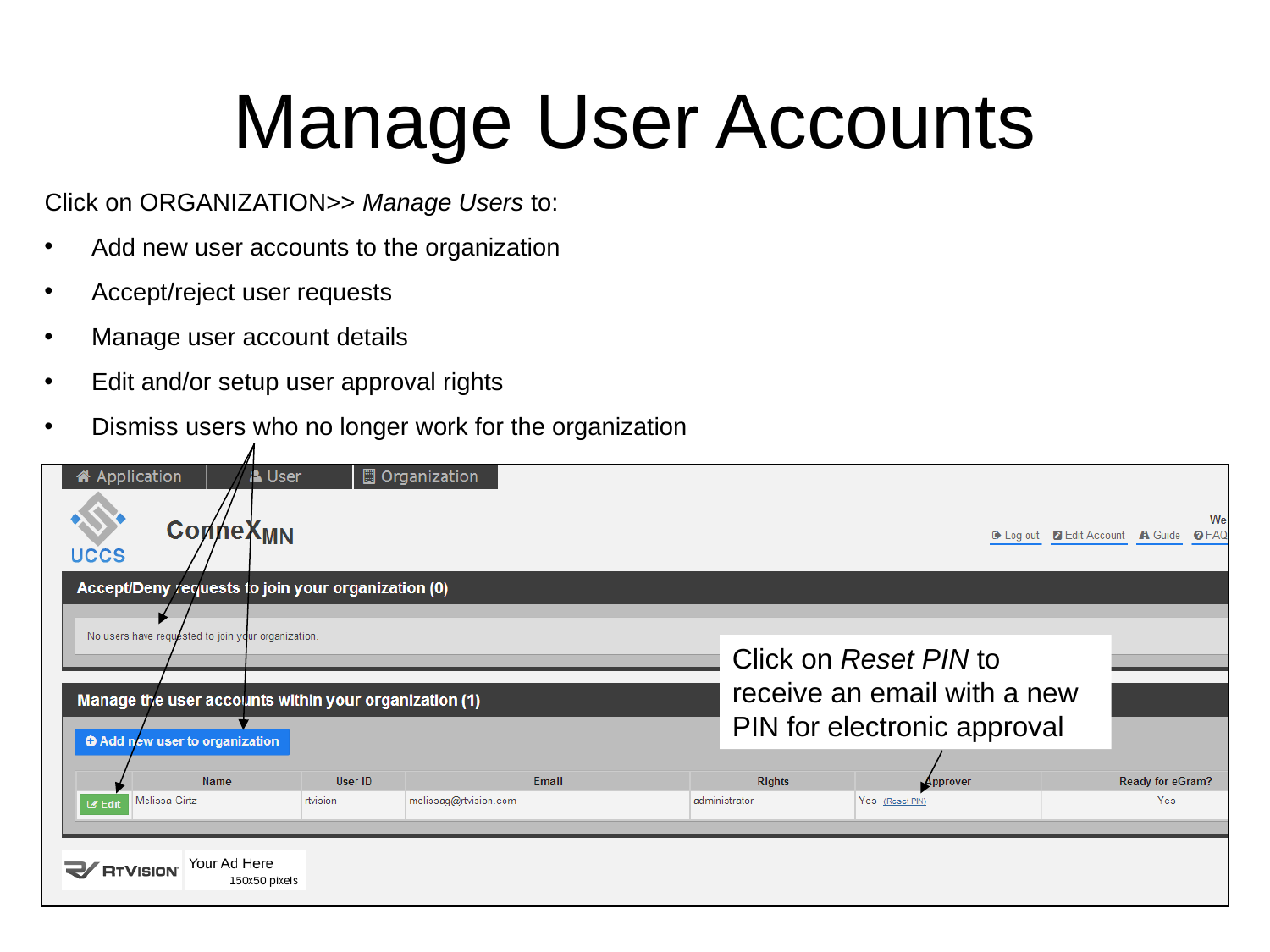# Manage User Accounts

Click on ORGANIZATION>> *Manage Users* to:

- Add new user accounts to the organization
- Accept/reject user requests
- Manage user account details
- Edit and/or setup user approval rights
- Dismiss users who no longer work for the organization

Application | User | Organization

ConneX MN

UCCS

Log out | Edit Account | Guide | FAQ

**Accept/Deny requests to join your organization (0)**

No users have requested to join your organization.

**Manage the user accounts within your organization (1)**

Add new user to organization

| | Name | User ID | Email | Rights | Approver | Ready for eGram? |
|---|---|---|---|---|---|---|
| Edit | Melissa Girtz | rtvision | melissag@rtvision.com | administrator | Yes (Reset PIN) | Yes |

Click on *Reset PIN* to receive an email with a new PIN for electronic approval

RTVISION | Your Ad Here 150x50 pixels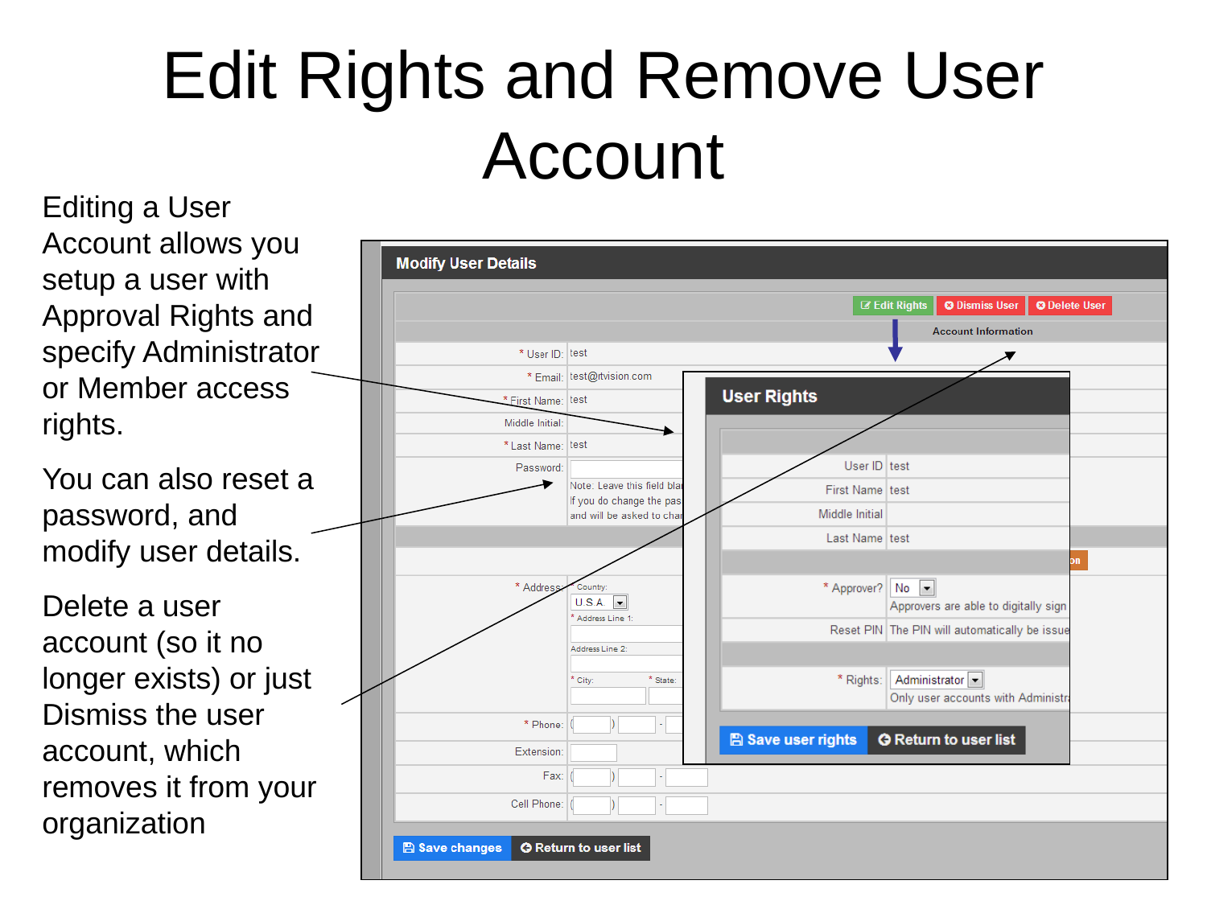# Edit Rights and Remove User Account

Editing a User Account allows you setup a user with Approval Rights and specify Administrator or Member access rights.

You can also reset a password, and modify user details.

Delete a user account (so it no longer exists) or just Dismiss the user account, which removes it from your organization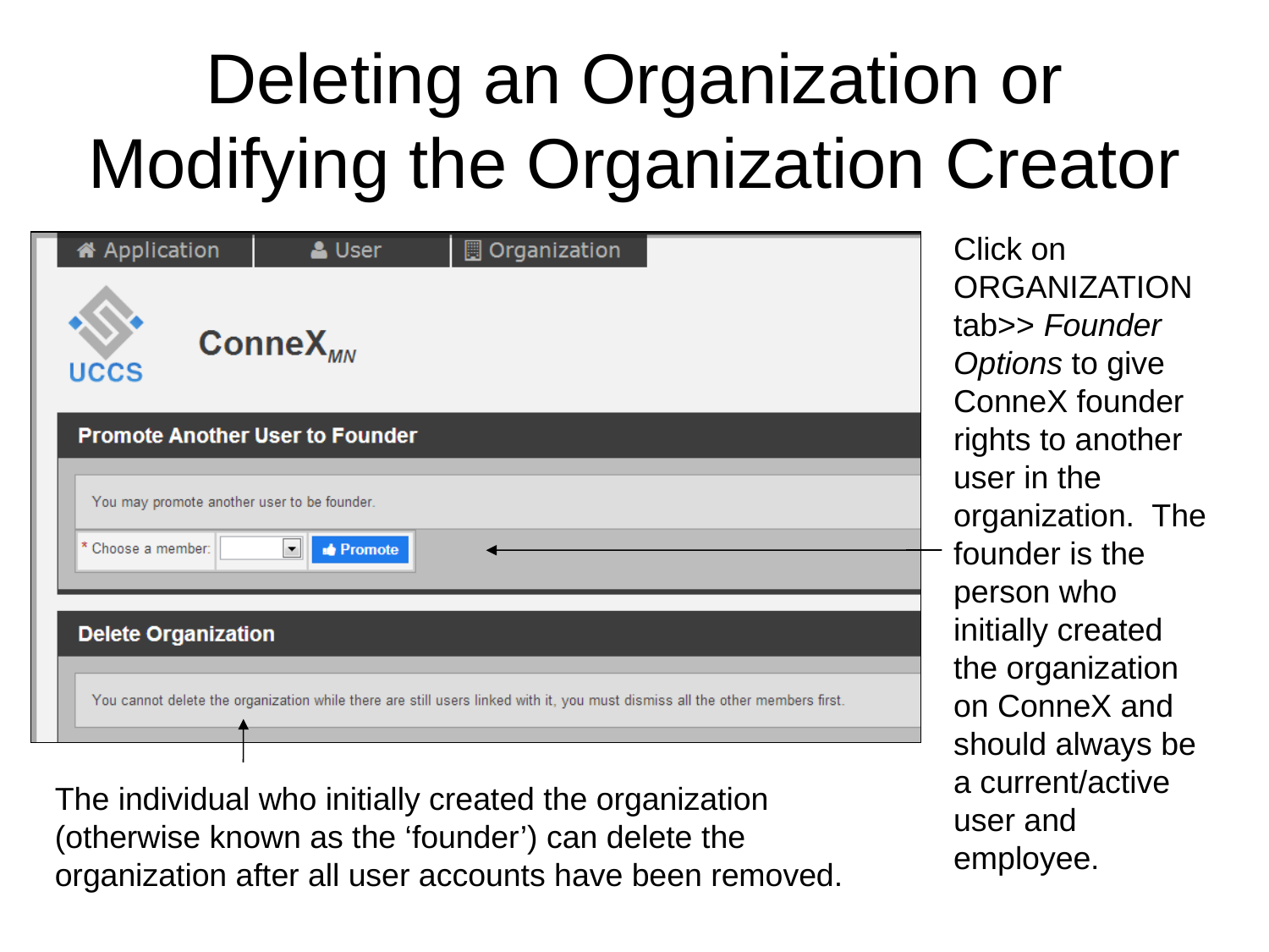# Deleting an Organization or Modifying the Organization Creator

Application | User | Organization

UCCS

ConneX$_{MN}$

**Promote Another User to Founder**

You may promote another user to be founder.

* Choose a member: [ ] Promote

**Delete Organization**

You cannot delete the organization while there are still users linked with it, you must dismiss all the other members first.

Click on ORGANIZATION tab>> *Founder Options* to give ConneX founder rights to another user in the organization. The founder is the person who initially created the organization on ConneX and should always be a current/active user and employee.

The individual who initially created the organization (otherwise known as the 'founder') can delete the organization after all user accounts have been removed.